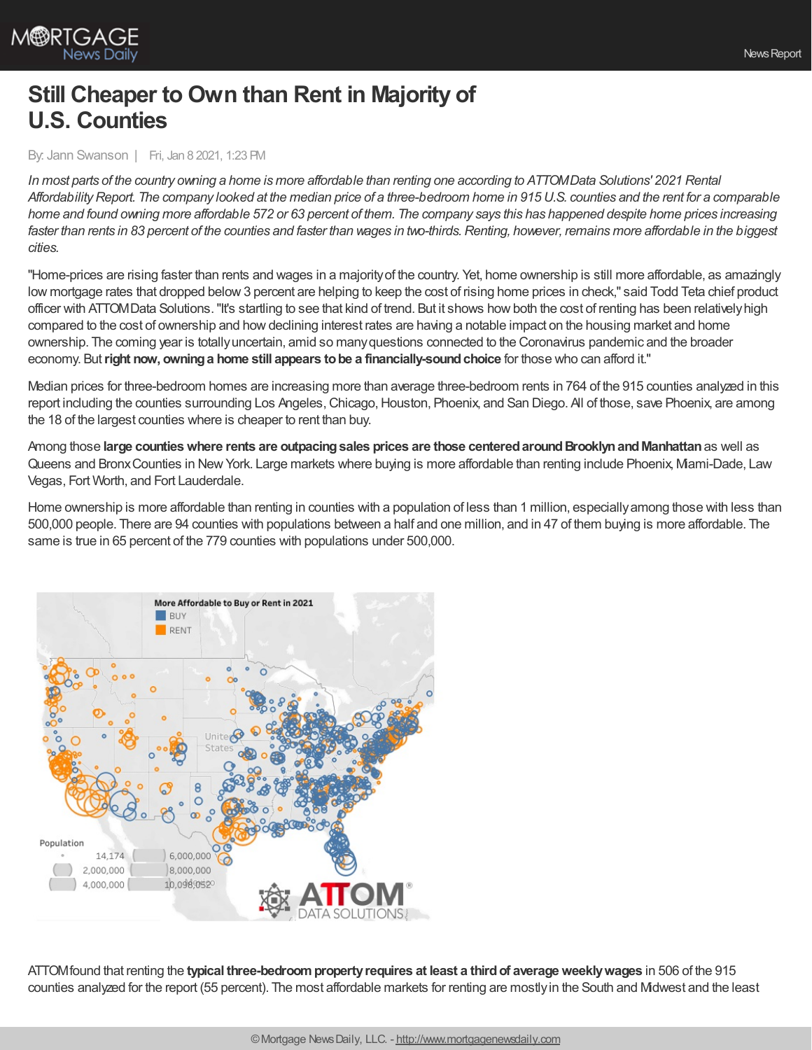# Still Cheaper to Own than Rent in Majority of U.S. Counties

By: Jann Swanson | Fri, Jan 8 2021, 1:23 PM

*In most parts of the country owning a home is more affordable than renting one according to ATTOM Data Solutions' 2021 Rental Affordability Report. The company looked at the median price of a three-bedroom home in 915 U.S. counties and the rent for a comparable home and found owning more affordable 572 or 63 percent of them. The company says this has happened despite home prices increasing faster than rents in 83 percent of the counties and faster than wages in two-thirds. Renting, however, remains more affordable in the biggest cities.*

"Home-prices are rising faster than rents and wages in a majority of the country. Yet, home ownership is still more affordable, as amazingly low mortgage rates that dropped below 3 percent are helping to keep the cost of rising home prices in check," said Todd Teta chief product officer with ATTOM Data Solutions. "It's startling to see that kind of trend. But it shows how both the cost of renting has been relatively high compared to the cost of ownership and how declining interest rates are having a notable impact on the housing market and home ownership. The coming year is totally uncertain, amid so many questions connected to the Coronavirus pandemic and the broader economy. But **right now, owning a home still appears to be a financially-sound choice** for those who can afford it."

Median prices for three-bedroom homes are increasing more than average three-bedroom rents in 764 of the 915 counties analyzed in this report including the counties surrounding Los Angeles, Chicago, Houston, Phoenix, and San Diego. All of those, save Phoenix, are among the 18 of the largest counties where is cheaper to rent than buy.

Among those **large counties where rents are outpacing sales prices are those centered around Brooklyn and Manhattan** as well as Queens and Bronx Counties in New York. Large markets where buying is more affordable than renting include Phoenix, Miami-Dade, Law Vegas, Fort Worth, and Fort Lauderdale.

Home ownership is more affordable than renting in counties with a population of less than 1 million, especially among those with less than 500,000 people. There are 94 counties with populations between a half and one million, and in 47 of them buying is more affordable. The same is true in 65 percent of the 779 counties with populations under 500,000.

ATTOM found that renting the **typical three-bedroom property requires at least a third of average weekly wages** in 506 of the 915 counties analyzed for the report (55 percent). The most affordable markets for renting are mostly in the South and Midwest and the least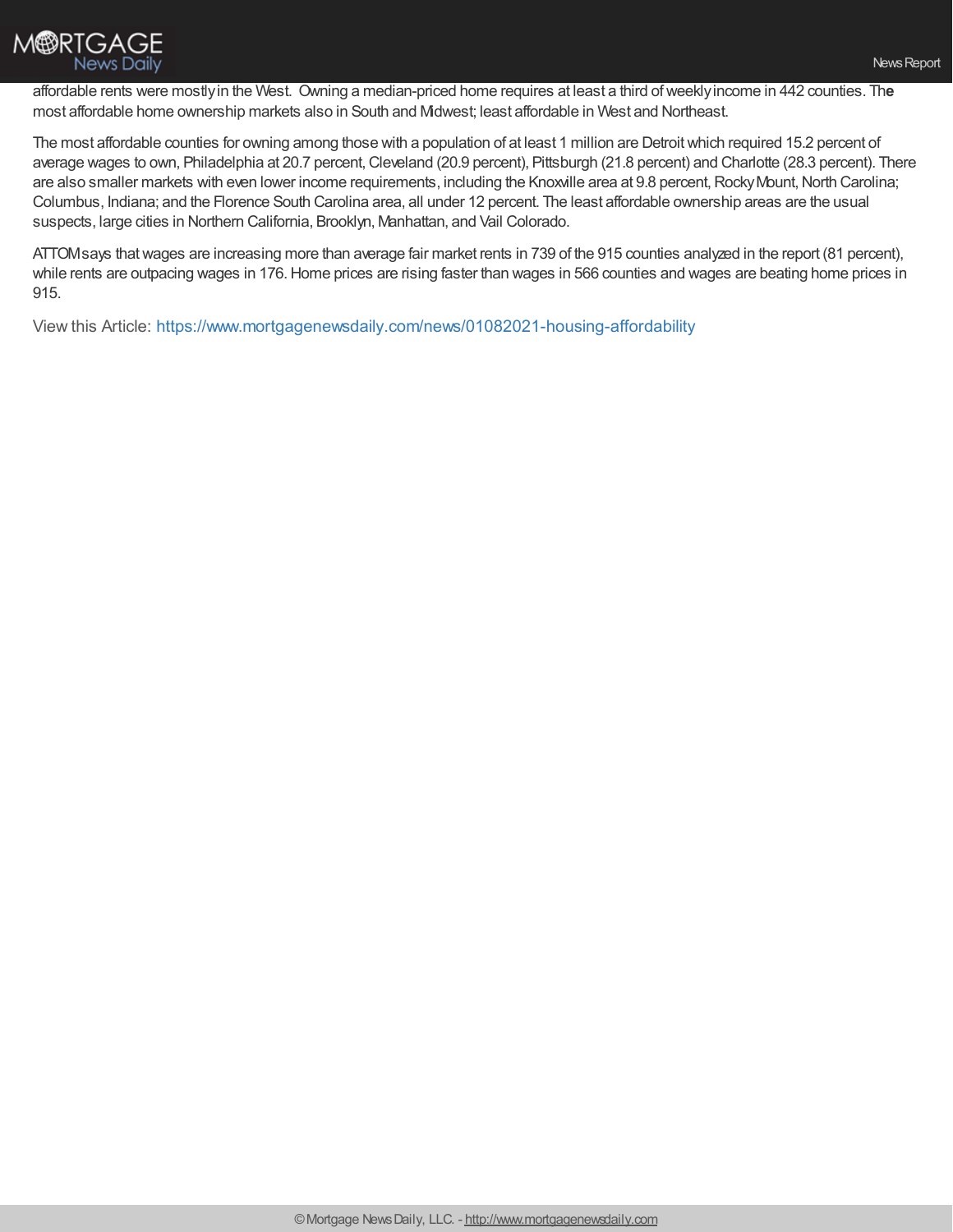affordable rents were mostly in the West. Owning a median-priced home requires at least a third of weekly income in 442 counties. The most affordable home ownership markets also in South and Midwest; least affordable in West and Northeast.

The most affordable counties for owning among those with a population of at least 1 million are Detroit which required 15.2 percent of average wages to own, Philadelphia at 20.7 percent, Cleveland (20.9 percent), Pittsburgh (21.8 percent) and Charlotte (28.3 percent). There are also smaller markets with even lower income requirements, including the Knoxville area at 9.8 percent, Rocky Mount, North Carolina; Columbus, Indiana; and the Florence South Carolina area, all under 12 percent. The least affordable ownership areas are the usual suspects, large cities in Northern California, Brooklyn, Manhattan, and Vail Colorado.

ATTOM says that wages are increasing more than average fair market rents in 739 of the 915 counties analyzed in the report (81 percent), while rents are outpacing wages in 176. Home prices are rising faster than wages in 566 counties and wages are beating home prices in 915.

View this Article: https://www.mortgagenewsdaily.com/news/01082021-housing-affordability